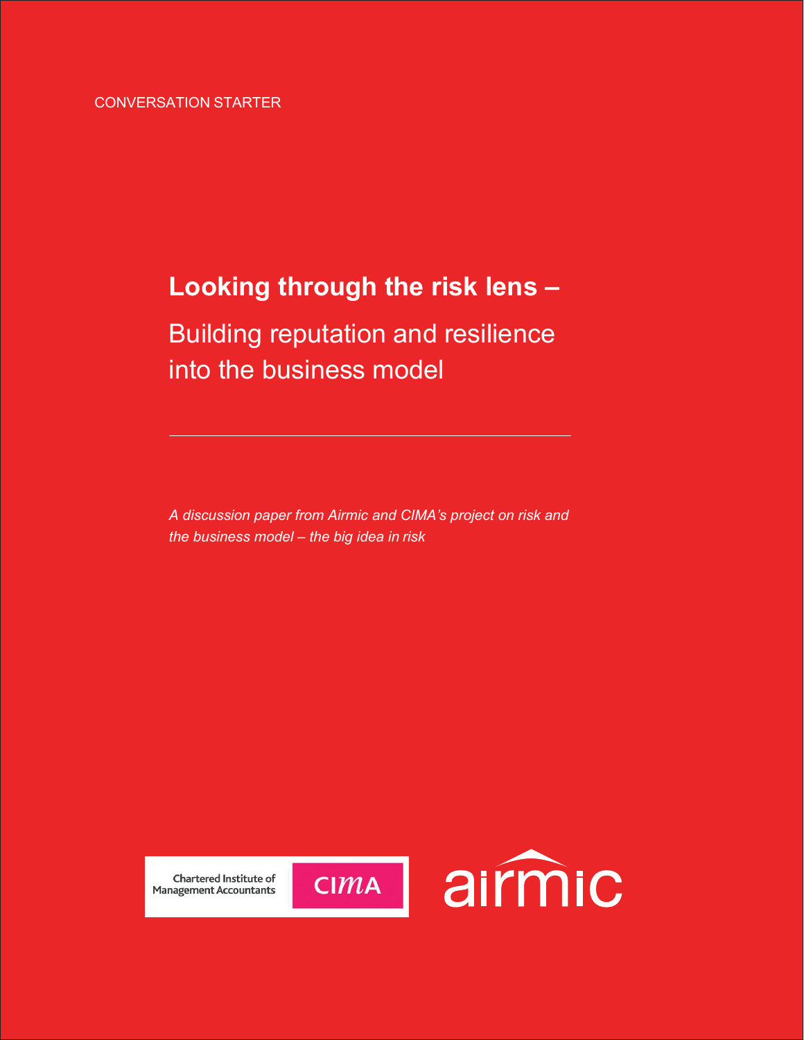CONVERSATION STARTER

# Looking through the risk lens –

## Building reputation and resilience into the business model

---

*A discussion paper from Airmic and CIMA's project on risk and the business model – the big idea in risk*

Chartered Institute of Management Accountants CIMA

airmic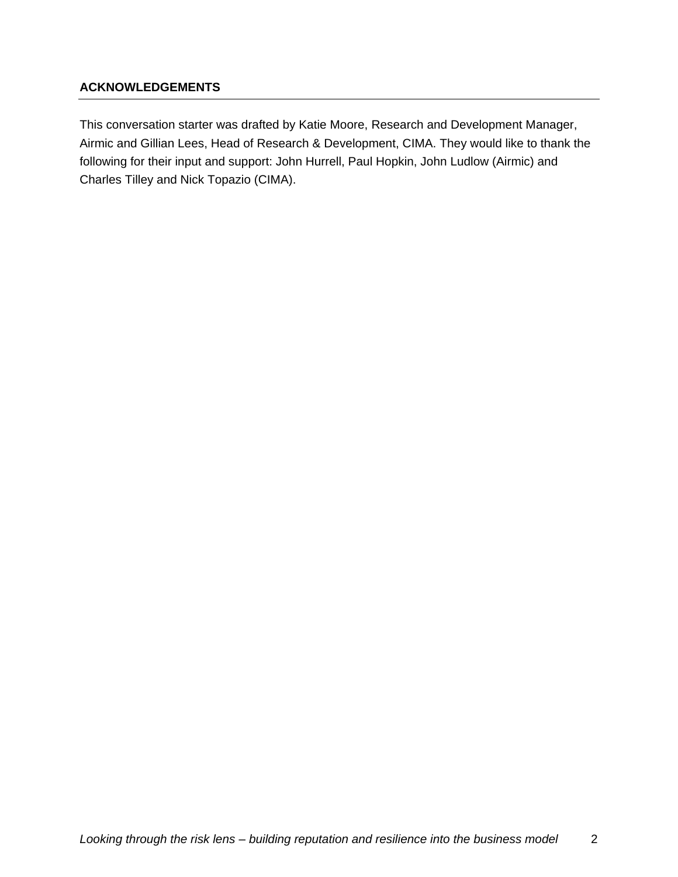## ACKNOWLEDGEMENTS

This conversation starter was drafted by Katie Moore, Research and Development Manager, Airmic and Gillian Lees, Head of Research & Development, CIMA. They would like to thank the following for their input and support: John Hurrell, Paul Hopkin, John Ludlow (Airmic) and Charles Tilley and Nick Topazio (CIMA).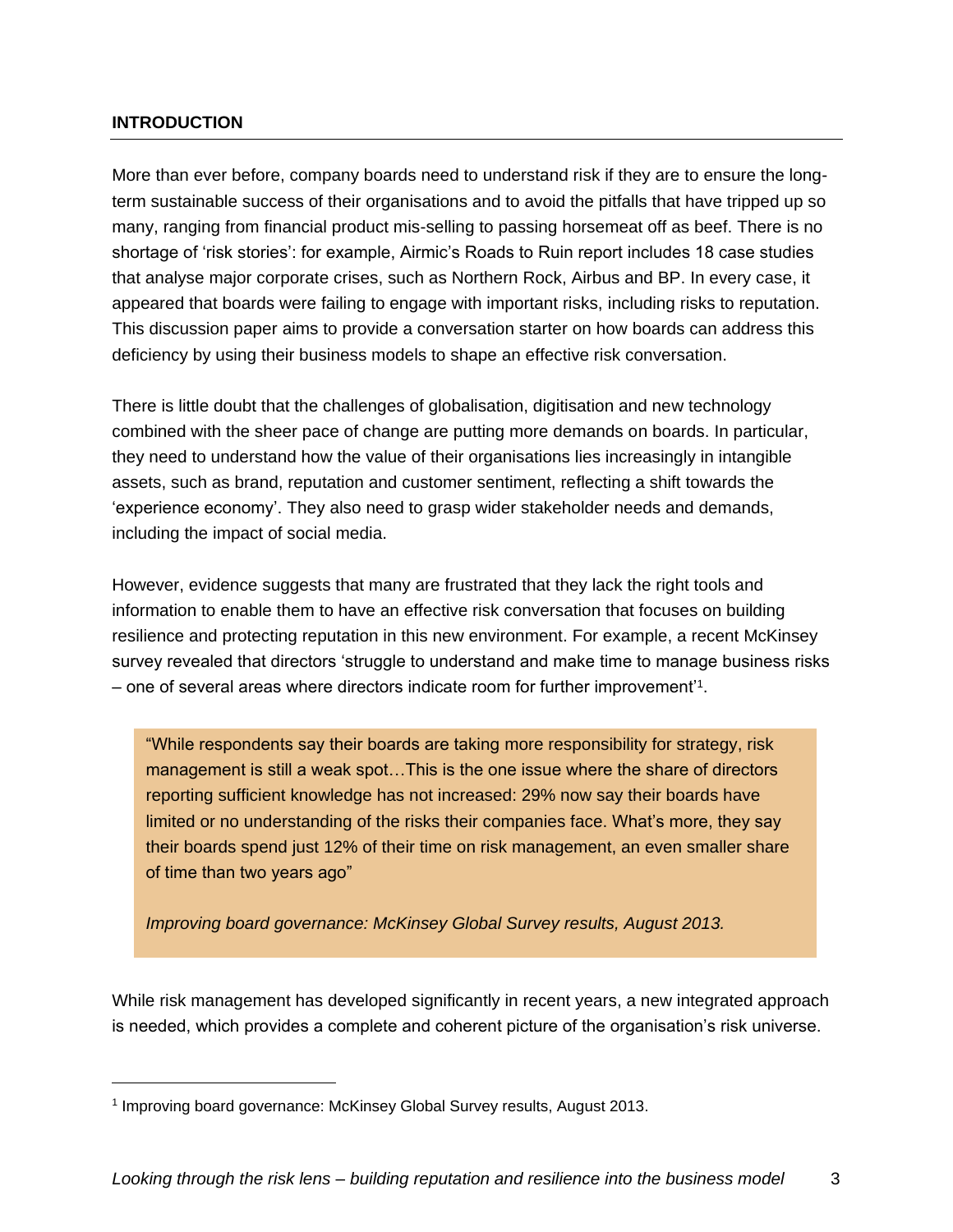## INTRODUCTION

More than ever before, company boards need to understand risk if they are to ensure the long-term sustainable success of their organisations and to avoid the pitfalls that have tripped up so many, ranging from financial product mis-selling to passing horsemeat off as beef. There is no shortage of 'risk stories': for example, Airmic's Roads to Ruin report includes 18 case studies that analyse major corporate crises, such as Northern Rock, Airbus and BP. In every case, it appeared that boards were failing to engage with important risks, including risks to reputation. This discussion paper aims to provide a conversation starter on how boards can address this deficiency by using their business models to shape an effective risk conversation.

There is little doubt that the challenges of globalisation, digitisation and new technology combined with the sheer pace of change are putting more demands on boards. In particular, they need to understand how the value of their organisations lies increasingly in intangible assets, such as brand, reputation and customer sentiment, reflecting a shift towards the 'experience economy'. They also need to grasp wider stakeholder needs and demands, including the impact of social media.

However, evidence suggests that many are frustrated that they lack the right tools and information to enable them to have an effective risk conversation that focuses on building resilience and protecting reputation in this new environment. For example, a recent McKinsey survey revealed that directors 'struggle to understand and make time to manage business risks – one of several areas where directors indicate room for further improvement'[1].

> "While respondents say their boards are taking more responsibility for strategy, risk management is still a weak spot…This is the one issue where the share of directors reporting sufficient knowledge has not increased: 29% now say their boards have limited or no understanding of the risks their companies face. What's more, they say their boards spend just 12% of their time on risk management, an even smaller share of time than two years ago"
>
> *Improving board governance: McKinsey Global Survey results, August 2013.*

While risk management has developed significantly in recent years, a new integrated approach is needed, which provides a complete and coherent picture of the organisation's risk universe.

---

[1] Improving board governance: McKinsey Global Survey results, August 2013.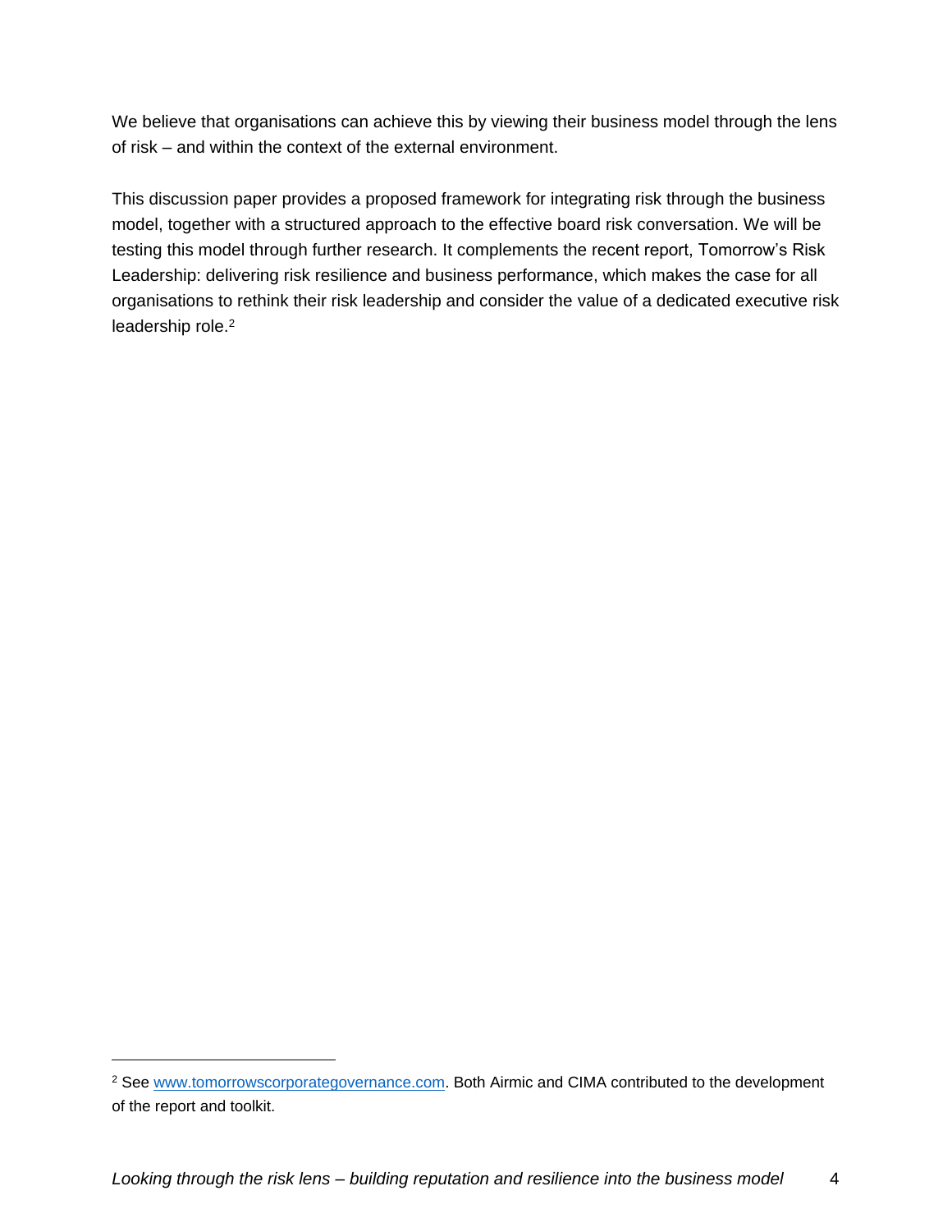We believe that organisations can achieve this by viewing their business model through the lens of risk – and within the context of the external environment.

This discussion paper provides a proposed framework for integrating risk through the business model, together with a structured approach to the effective board risk conversation. We will be testing this model through further research. It complements the recent report, Tomorrow's Risk Leadership: delivering risk resilience and business performance, which makes the case for all organisations to rethink their risk leadership and consider the value of a dedicated executive risk leadership role.[2]

---

[2] See [www.tomorrowscorporategovernance.com](http://www.tomorrowscorporategovernance.com). Both Airmic and CIMA contributed to the development of the report and toolkit.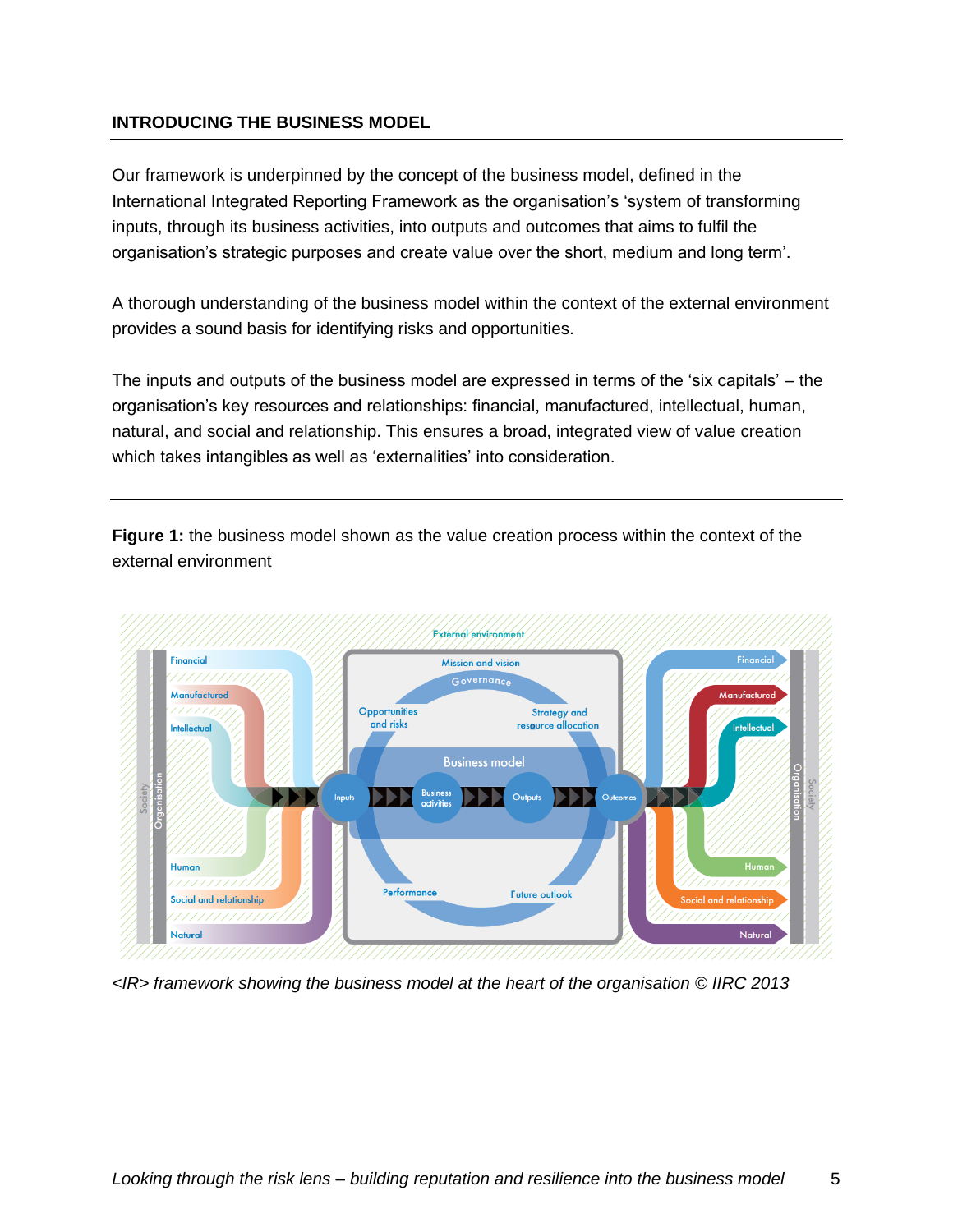## INTRODUCING THE BUSINESS MODEL

Our framework is underpinned by the concept of the business model, defined in the International Integrated Reporting Framework as the organisation's 'system of transforming inputs, through its business activities, into outputs and outcomes that aims to fulfil the organisation's strategic purposes and create value over the short, medium and long term'.

A thorough understanding of the business model within the context of the external environment provides a sound basis for identifying risks and opportunities.

The inputs and outputs of the business model are expressed in terms of the 'six capitals' – the organisation's key resources and relationships: financial, manufactured, intellectual, human, natural, and social and relationship. This ensures a broad, integrated view of value creation which takes intangibles as well as 'externalities' into consideration.

---

**Figure 1:** the business model shown as the value creation process within the context of the external environment

*<IR> framework showing the business model at the heart of the organisation © IIRC 2013*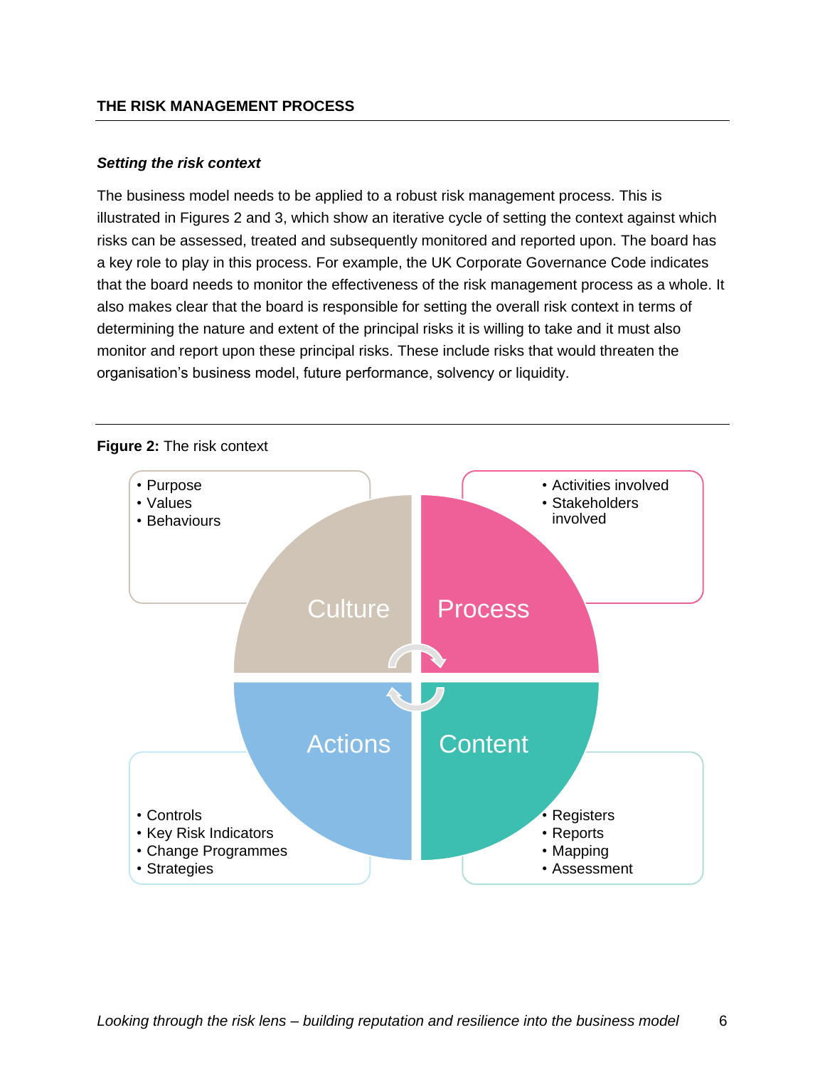## THE RISK MANAGEMENT PROCESS

### *Setting the risk context*

The business model needs to be applied to a robust risk management process. This is illustrated in Figures 2 and 3, which show an iterative cycle of setting the context against which risks can be assessed, treated and subsequently monitored and reported upon. The board has a key role to play in this process. For example, the UK Corporate Governance Code indicates that the board needs to monitor the effectiveness of the risk management process as a whole. It also makes clear that the board is responsible for setting the overall risk context in terms of determining the nature and extent of the principal risks it is willing to take and it must also monitor and report upon these principal risks. These include risks that would threaten the organisation's business model, future performance, solvency or liquidity.

**Figure 2:** The risk context

**Culture**
- Purpose
- Values
- Behaviours

**Process**
- Activities involved
- Stakeholders involved

**Content**
- Registers
- Reports
- Mapping
- Assessment

**Actions**
- Controls
- Key Risk Indicators
- Change Programmes
- Strategies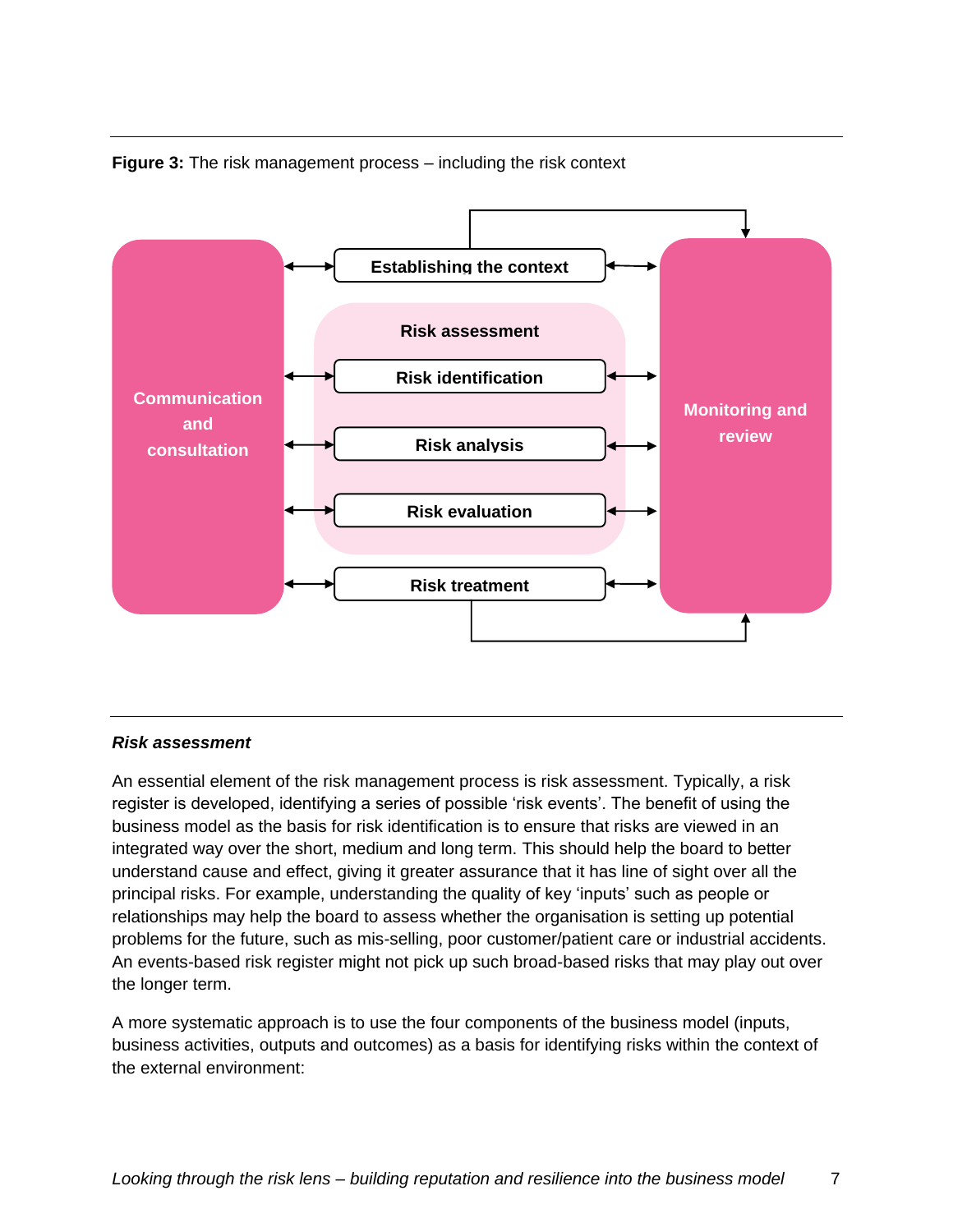**Figure 3:** The risk management process – including the risk context

Communication and consultation

Establishing the context

Risk assessment

Risk identification

Risk analysis

Risk evaluation

Risk treatment

Monitoring and review

***Risk assessment***

An essential element of the risk management process is risk assessment. Typically, a risk register is developed, identifying a series of possible 'risk events'. The benefit of using the business model as the basis for risk identification is to ensure that risks are viewed in an integrated way over the short, medium and long term. This should help the board to better understand cause and effect, giving it greater assurance that it has line of sight over all the principal risks. For example, understanding the quality of key 'inputs' such as people or relationships may help the board to assess whether the organisation is setting up potential problems for the future, such as mis-selling, poor customer/patient care or industrial accidents. An events-based risk register might not pick up such broad-based risks that may play out over the longer term.

A more systematic approach is to use the four components of the business model (inputs, business activities, outputs and outcomes) as a basis for identifying risks within the context of the external environment: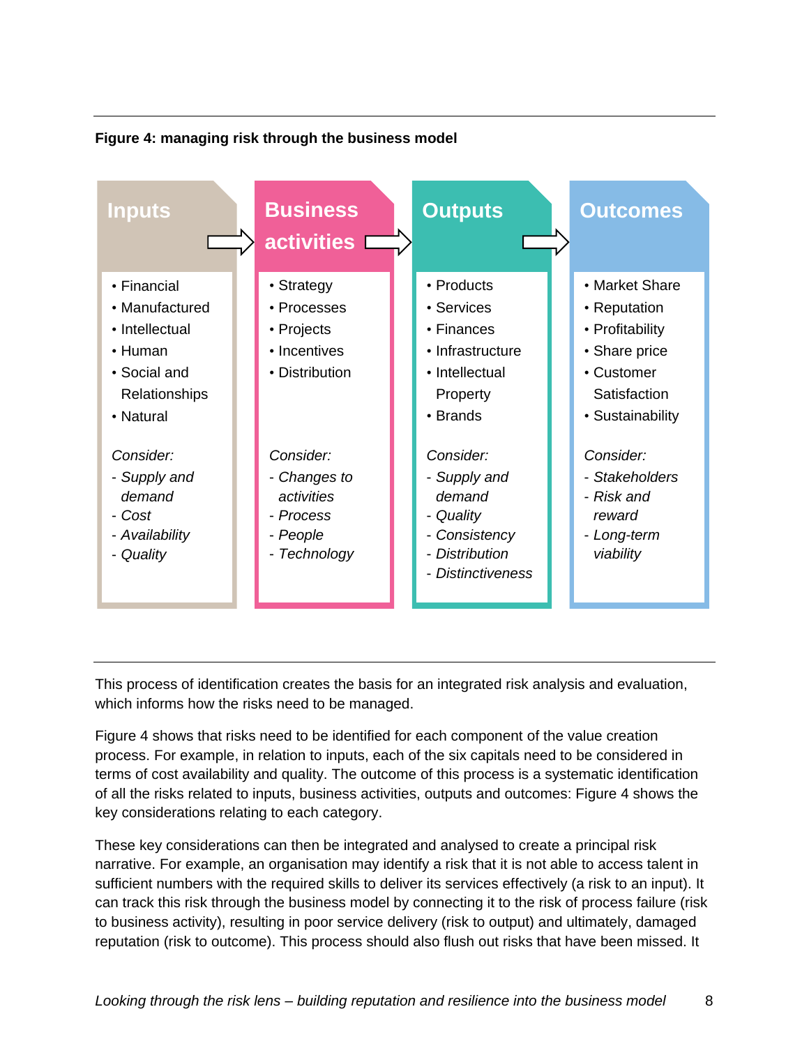**Figure 4: managing risk through the business model**

| Inputs | Business activities | Outputs | Outcomes |
|---|---|---|---|
| • Financial<br>• Manufactured<br>• Intellectual<br>• Human<br>• Social and Relationships<br>• Natural | • Strategy<br>• Processes<br>• Projects<br>• Incentives<br>• Distribution | • Products<br>• Services<br>• Finances<br>• Infrastructure<br>• Intellectual Property<br>• Brands | • Market Share<br>• Reputation<br>• Profitability<br>• Share price<br>• Customer Satisfaction<br>• Sustainability |
| *Consider:*<br>*- Supply and demand*<br>*- Cost*<br>*- Availability*<br>*- Quality* | *Consider:*<br>*- Changes to activities*<br>*- Process*<br>*- People*<br>*- Technology* | *Consider:*<br>*- Supply and demand*<br>*- Quality*<br>*- Consistency*<br>*- Distribution*<br>*- Distinctiveness* | *Consider:*<br>*- Stakeholders*<br>*- Risk and reward*<br>*- Long-term viability* |

This process of identification creates the basis for an integrated risk analysis and evaluation, which informs how the risks need to be managed.

Figure 4 shows that risks need to be identified for each component of the value creation process. For example, in relation to inputs, each of the six capitals need to be considered in terms of cost availability and quality. The outcome of this process is a systematic identification of all the risks related to inputs, business activities, outputs and outcomes: Figure 4 shows the key considerations relating to each category.

These key considerations can then be integrated and analysed to create a principal risk narrative. For example, an organisation may identify a risk that it is not able to access talent in sufficient numbers with the required skills to deliver its services effectively (a risk to an input). It can track this risk through the business model by connecting it to the risk of process failure (risk to business activity), resulting in poor service delivery (risk to output) and ultimately, damaged reputation (risk to outcome). This process should also flush out risks that have been missed. It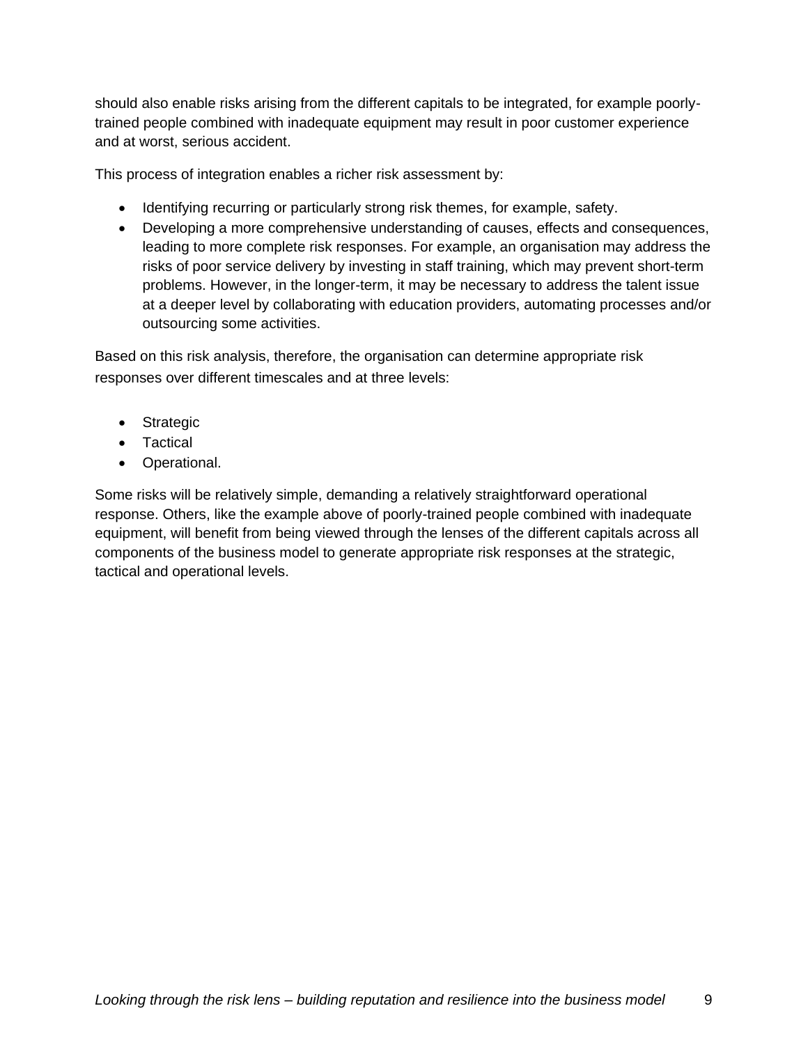should also enable risks arising from the different capitals to be integrated, for example poorly-trained people combined with inadequate equipment may result in poor customer experience and at worst, serious accident.

This process of integration enables a richer risk assessment by:

- Identifying recurring or particularly strong risk themes, for example, safety.
- Developing a more comprehensive understanding of causes, effects and consequences, leading to more complete risk responses. For example, an organisation may address the risks of poor service delivery by investing in staff training, which may prevent short-term problems. However, in the longer-term, it may be necessary to address the talent issue at a deeper level by collaborating with education providers, automating processes and/or outsourcing some activities.

Based on this risk analysis, therefore, the organisation can determine appropriate risk responses over different timescales and at three levels:

- Strategic
- Tactical
- Operational.

Some risks will be relatively simple, demanding a relatively straightforward operational response. Others, like the example above of poorly-trained people combined with inadequate equipment, will benefit from being viewed through the lenses of the different capitals across all components of the business model to generate appropriate risk responses at the strategic, tactical and operational levels.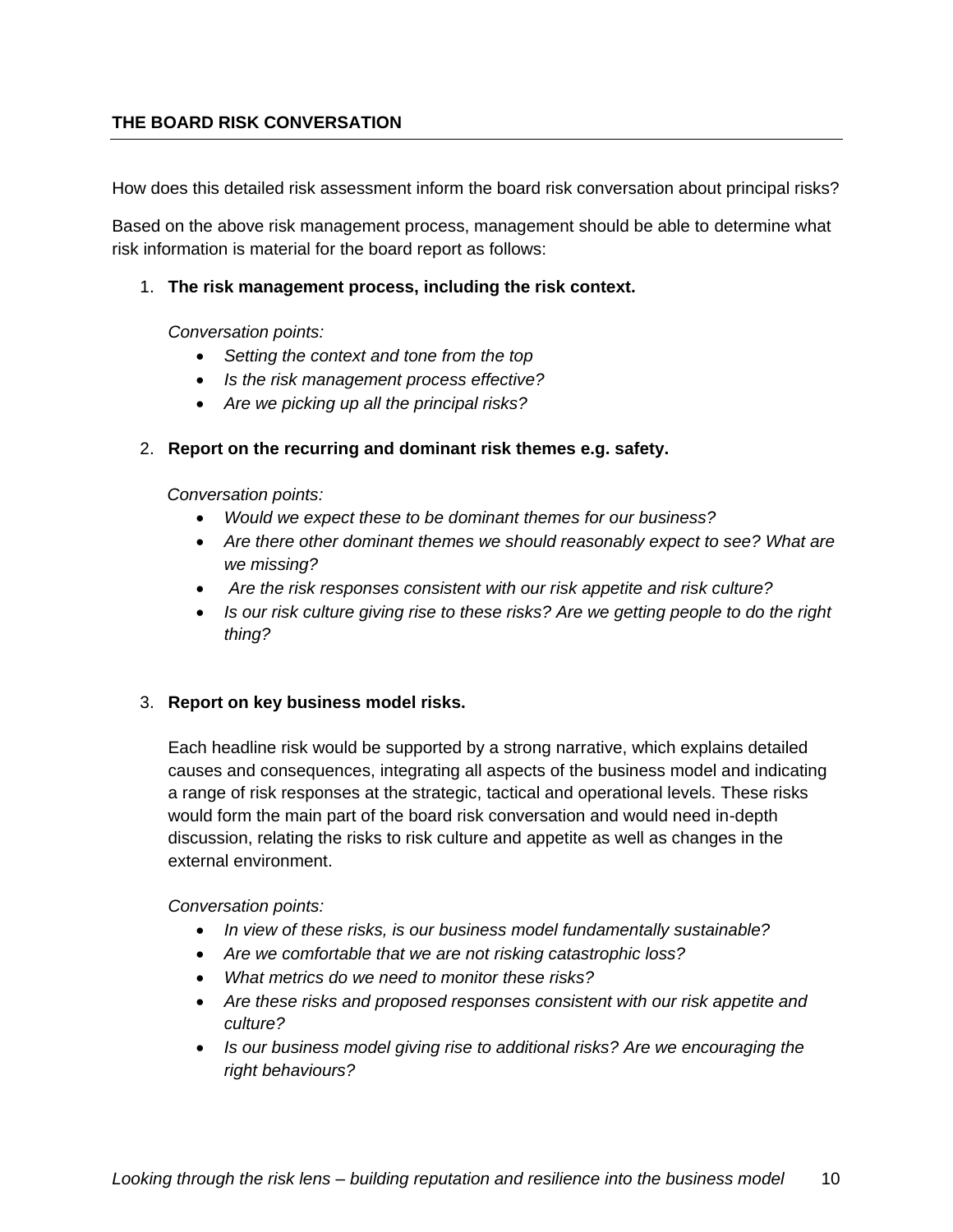## THE BOARD RISK CONVERSATION

How does this detailed risk assessment inform the board risk conversation about principal risks?

Based on the above risk management process, management should be able to determine what risk information is material for the board report as follows:

1. **The risk management process, including the risk context.**

   *Conversation points:*

   - *Setting the context and tone from the top*
   - *Is the risk management process effective?*
   - *Are we picking up all the principal risks?*

2. **Report on the recurring and dominant risk themes e.g. safety.**

   *Conversation points:*

   - *Would we expect these to be dominant themes for our business?*
   - *Are there other dominant themes we should reasonably expect to see? What are we missing?*
   - *Are the risk responses consistent with our risk appetite and risk culture?*
   - *Is our risk culture giving rise to these risks? Are we getting people to do the right thing?*

3. **Report on key business model risks.**

   Each headline risk would be supported by a strong narrative, which explains detailed causes and consequences, integrating all aspects of the business model and indicating a range of risk responses at the strategic, tactical and operational levels. These risks would form the main part of the board risk conversation and would need in-depth discussion, relating the risks to risk culture and appetite as well as changes in the external environment.

   *Conversation points:*

   - *In view of these risks, is our business model fundamentally sustainable?*
   - *Are we comfortable that we are not risking catastrophic loss?*
   - *What metrics do we need to monitor these risks?*
   - *Are these risks and proposed responses consistent with our risk appetite and culture?*
   - *Is our business model giving rise to additional risks? Are we encouraging the right behaviours?*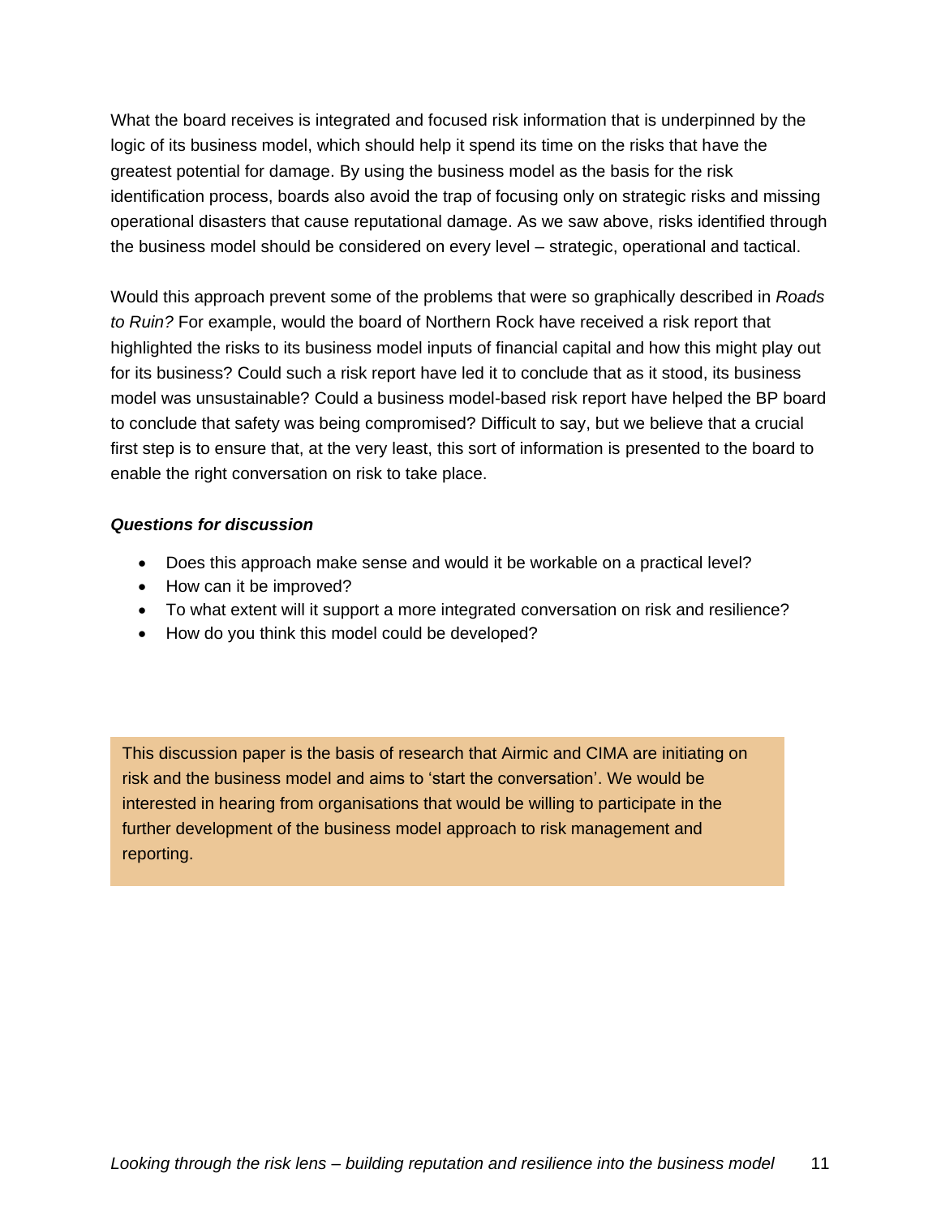What the board receives is integrated and focused risk information that is underpinned by the logic of its business model, which should help it spend its time on the risks that have the greatest potential for damage. By using the business model as the basis for the risk identification process, boards also avoid the trap of focusing only on strategic risks and missing operational disasters that cause reputational damage. As we saw above, risks identified through the business model should be considered on every level – strategic, operational and tactical.

Would this approach prevent some of the problems that were so graphically described in *Roads to Ruin?* For example, would the board of Northern Rock have received a risk report that highlighted the risks to its business model inputs of financial capital and how this might play out for its business? Could such a risk report have led it to conclude that as it stood, its business model was unsustainable? Could a business model-based risk report have helped the BP board to conclude that safety was being compromised? Difficult to say, but we believe that a crucial first step is to ensure that, at the very least, this sort of information is presented to the board to enable the right conversation on risk to take place.

***Questions for discussion***

- Does this approach make sense and would it be workable on a practical level?
- How can it be improved?
- To what extent will it support a more integrated conversation on risk and resilience?
- How do you think this model could be developed?

> This discussion paper is the basis of research that Airmic and CIMA are initiating on risk and the business model and aims to 'start the conversation'. We would be interested in hearing from organisations that would be willing to participate in the further development of the business model approach to risk management and reporting.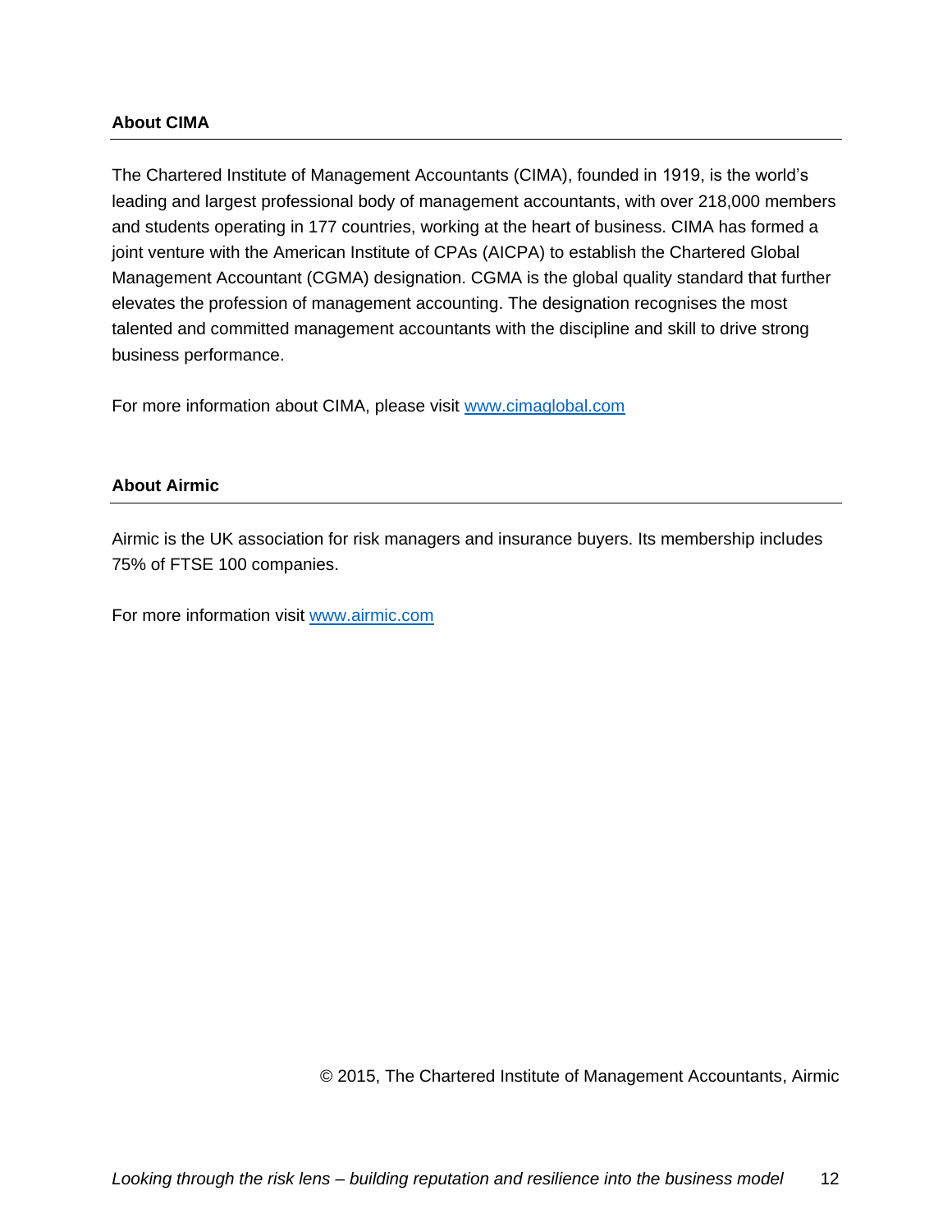## About CIMA

The Chartered Institute of Management Accountants (CIMA), founded in 1919, is the world's leading and largest professional body of management accountants, with over 218,000 members and students operating in 177 countries, working at the heart of business. CIMA has formed a joint venture with the American Institute of CPAs (AICPA) to establish the Chartered Global Management Accountant (CGMA) designation. CGMA is the global quality standard that further elevates the profession of management accounting. The designation recognises the most talented and committed management accountants with the discipline and skill to drive strong business performance.

For more information about CIMA, please visit www.cimaglobal.com

## About Airmic

Airmic is the UK association for risk managers and insurance buyers. Its membership includes 75% of FTSE 100 companies.

For more information visit www.airmic.com

© 2015, The Chartered Institute of Management Accountants, Airmic